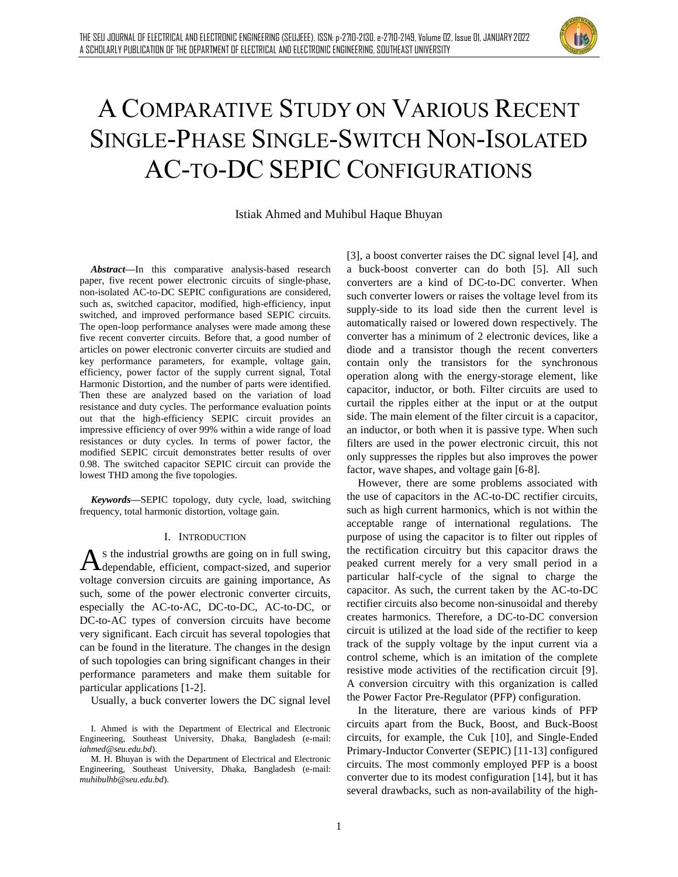# A Comparative Study on Various Recent Single-Phase Single-Switch Non-Isolated AC-to-DC SEPIC Configurations

Istiak Ahmed and Muhibul Haque Bhuyan

***Abstract*—**In this comparative analysis-based research paper, five recent power electronic circuits of single-phase, non-isolated AC-to-DC SEPIC configurations are considered, such as, switched capacitor, modified, high-efficiency, input switched, and improved performance based SEPIC circuits. The open-loop performance analyses were made among these five recent converter circuits. Before that, a good number of articles on power electronic converter circuits are studied and key performance parameters, for example, voltage gain, efficiency, power factor of the supply current signal, Total Harmonic Distortion, and the number of parts were identified. Then these are analyzed based on the variation of load resistance and duty cycles. The performance evaluation points out that the high-efficiency SEPIC circuit provides an impressive efficiency of over 99% within a wide range of load resistances or duty cycles. In terms of power factor, the modified SEPIC circuit demonstrates better results of over 0.98. The switched capacitor SEPIC circuit can provide the lowest THD among the five topologies.

***Keywords*—**SEPIC topology, duty cycle, load, switching frequency, total harmonic distortion, voltage gain.

## I. Introduction

As the industrial growths are going on in full swing, dependable, efficient, compact-sized, and superior voltage conversion circuits are gaining importance, As such, some of the power electronic converter circuits, especially the AC-to-AC, DC-to-DC, AC-to-DC, or DC-to-AC types of conversion circuits have become very significant. Each circuit has several topologies that can be found in the literature. The changes in the design of such topologies can bring significant changes in their performance parameters and make them suitable for particular applications [1-2].

Usually, a buck converter lowers the DC signal level [3], a boost converter raises the DC signal level [4], and a buck-boost converter can do both [5]. All such converters are a kind of DC-to-DC converter. When such converter lowers or raises the voltage level from its supply-side to its load side then the current level is automatically raised or lowered down respectively. The converter has a minimum of 2 electronic devices, like a diode and a transistor though the recent converters contain only the transistors for the synchronous operation along with the energy-storage element, like capacitor, inductor, or both. Filter circuits are used to curtail the ripples either at the input or at the output side. The main element of the filter circuit is a capacitor, an inductor, or both when it is passive type. When such filters are used in the power electronic circuit, this not only suppresses the ripples but also improves the power factor, wave shapes, and voltage gain [6-8].

However, there are some problems associated with the use of capacitors in the AC-to-DC rectifier circuits, such as high current harmonics, which is not within the acceptable range of international regulations. The purpose of using the capacitor is to filter out ripples of the rectification circuitry but this capacitor draws the peaked current merely for a very small period in a particular half-cycle of the signal to charge the capacitor. As such, the current taken by the AC-to-DC rectifier circuits also become non-sinusoidal and thereby creates harmonics. Therefore, a DC-to-DC conversion circuit is utilized at the load side of the rectifier to keep track of the supply voltage by the input current via a control scheme, which is an imitation of the complete resistive mode activities of the rectification circuit [9]. A conversion circuitry with this organization is called the Power Factor Pre-Regulator (PFP) configuration.

In the literature, there are various kinds of PFP circuits apart from the Buck, Boost, and Buck-Boost circuits, for example, the Cuk [10], and Single-Ended Primary-Inductor Converter (SEPIC) [11-13] configured circuits. The most commonly employed PFP is a boost converter due to its modest configuration [14], but it has several drawbacks, such as non-availability of the high-

I. Ahmed is with the Department of Electrical and Electronic Engineering, Southeast University, Dhaka, Bangladesh (e-mail: *iahmed@seu.edu.bd*).

M. H. Bhuyan is with the Department of Electrical and Electronic Engineering, Southeast University, Dhaka, Bangladesh (e-mail: *muhibulhb@seu.edu.bd*).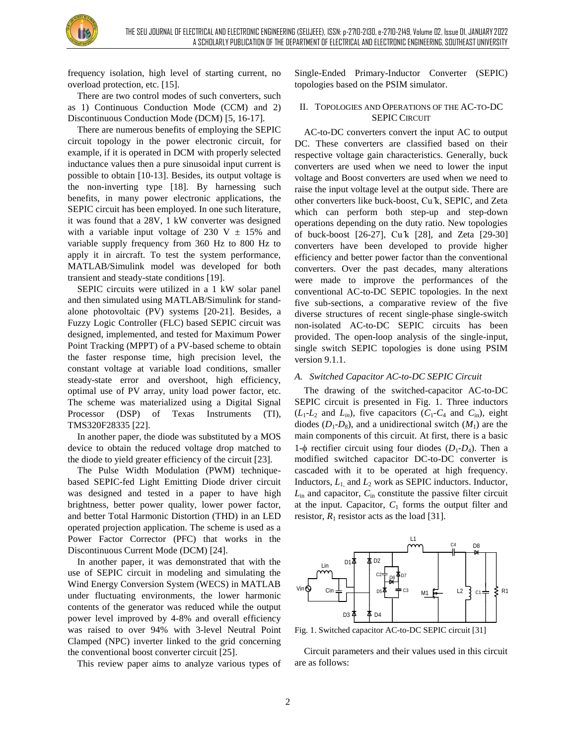frequency isolation, high level of starting current, no overload protection, etc. [15].

There are two control modes of such converters, such as 1) Continuous Conduction Mode (CCM) and 2) Discontinuous Conduction Mode (DCM) [5, 16-17].

There are numerous benefits of employing the SEPIC circuit topology in the power electronic circuit, for example, if it is operated in DCM with properly selected inductance values then a pure sinusoidal input current is possible to obtain [10-13]. Besides, its output voltage is the non-inverting type [18]. By harnessing such benefits, in many power electronic applications, the SEPIC circuit has been employed. In one such literature, it was found that a 28V, 1 kW converter was designed with a variable input voltage of 230 V ± 15% and variable supply frequency from 360 Hz to 800 Hz to apply it in aircraft. To test the system performance, MATLAB/Simulink model was developed for both transient and steady-state conditions [19].

SEPIC circuits were utilized in a 1 kW solar panel and then simulated using MATLAB/Simulink for stand-alone photovoltaic (PV) systems [20-21]. Besides, a Fuzzy Logic Controller (FLC) based SEPIC circuit was designed, implemented, and tested for Maximum Power Point Tracking (MPPT) of a PV-based scheme to obtain the faster response time, high precision level, the constant voltage at variable load conditions, smaller steady-state error and overshoot, high efficiency, optimal use of PV array, unity load power factor, etc. The scheme was materialized using a Digital Signal Processor (DSP) of Texas Instruments (TI), TMS320F28335 [22].

In another paper, the diode was substituted by a MOS device to obtain the reduced voltage drop matched to the diode to yield greater efficiency of the circuit [23].

The Pulse Width Modulation (PWM) technique-based SEPIC-fed Light Emitting Diode driver circuit was designed and tested in a paper to have high brightness, better power quality, lower power factor, and better Total Harmonic Distortion (THD) in an LED operated projection application. The scheme is used as a Power Factor Corrector (PFC) that works in the Discontinuous Current Mode (DCM) [24].

In another paper, it was demonstrated that with the use of SEPIC circuit in modeling and simulating the Wind Energy Conversion System (WECS) in MATLAB under fluctuating environments, the lower harmonic contents of the generator was reduced while the output power level improved by 4-8% and overall efficiency was raised to over 94% with 3-level Neutral Point Clamped (NPC) inverter linked to the grid concerning the conventional boost converter circuit [25].

This review paper aims to analyze various types of Single-Ended Primary-Inductor Converter (SEPIC) topologies based on the PSIM simulator.

## II. Topologies and Operations of the AC-to-DC SEPIC Circuit

AC-to-DC converters convert the input AC to output DC. These converters are classified based on their respective voltage gain characteristics. Generally, buck converters are used when we need to lower the input voltage and Boost converters are used when we need to raise the input voltage level at the output side. There are other converters like buck-boost, Cuk, SEPIC, and Zeta which can perform both step-up and step-down operations depending on the duty ratio. New topologies of buck-boost [26-27], Cuk [28], and Zeta [29-30] converters have been developed to provide higher efficiency and better power factor than the conventional converters. Over the past decades, many alterations were made to improve the performances of the conventional AC-to-DC SEPIC topologies. In the next five sub-sections, a comparative review of the five diverse structures of recent single-phase single-switch non-isolated AC-to-DC SEPIC circuits has been provided. The open-loop analysis of the single-input, single switch SEPIC topologies is done using PSIM version 9.1.1.

### *A. Switched Capacitor AC-to-DC SEPIC Circuit*

The drawing of the switched-capacitor AC-to-DC SEPIC circuit is presented in Fig. 1. Three inductors ($L_1$-$L_2$ and $L_{in}$), five capacitors ($C_1$-$C_4$ and $C_{in}$), eight diodes ($D_1$-$D_8$), and a unidirectional switch ($M_1$) are the main components of this circuit. At first, there is a basic 1-ϕ rectifier circuit using four diodes ($D_1$-$D_4$). Then a modified switched capacitor DC-to-DC converter is cascaded with it to be operated at high frequency. Inductors, $L_1$ and $L_2$ work as SEPIC inductors. Inductor, $L_{in}$ and capacitor, $C_{in}$ constitute the passive filter circuit at the input. Capacitor, $C_1$ forms the output filter and resistor, $R_1$ resistor acts as the load [31].

Fig. 1. Switched capacitor AC-to-DC SEPIC circuit [31]

Circuit parameters and their values used in this circuit are as follows: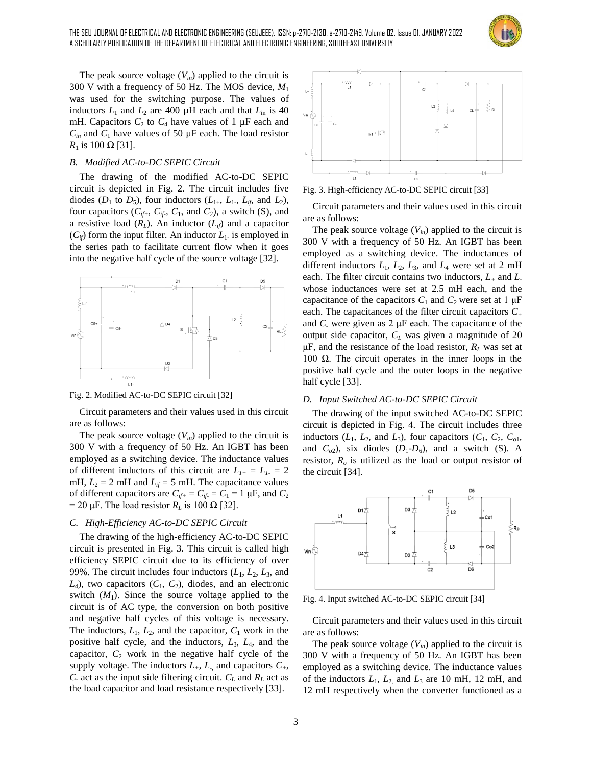The peak source voltage ($V_{in}$) applied to the circuit is 300 V with a frequency of 50 Hz. The MOS device, $M_1$ was used for the switching purpose. The values of inductors $L_1$ and $L_2$ are 400 µH each and that $L_{in}$ is 40 mH. Capacitors $C_2$ to $C_4$ have values of 1 µF each and $C_{in}$ and $C_1$ have values of 50 µF each. The load resistor $R_1$ is 100 Ω [31].

### *B. Modified AC-to-DC SEPIC Circuit*

The drawing of the modified AC-to-DC SEPIC circuit is depicted in Fig. 2. The circuit includes five diodes ($D_1$ to $D_5$), four inductors ($L_{1+}$, $L_{1-}$, $L_{if}$, and $L_2$), four capacitors ($C_{if+}$, $C_{if-}$, $C_1$, and $C_2$), a switch (S), and a resistive load ($R_L$). An inductor ($L_{if}$) and a capacitor ($C_{if}$) form the input filter. An inductor $L_{1-}$ is employed in the series path to facilitate current flow when it goes into the negative half cycle of the source voltage [32].

Fig. 2. Modified AC-to-DC SEPIC circuit [32]

Circuit parameters and their values used in this circuit are as follows:

The peak source voltage ($V_{in}$) applied to the circuit is 300 V with a frequency of 50 Hz. An IGBT has been employed as a switching device. The inductance values of different inductors of this circuit are $L_{1+} = L_{1-} = 2$ mH, $L_2 = 2$ mH and $L_{if} = 5$ mH. The capacitance values of different capacitors are $C_{if+} = C_{if-} = C_1 = 1$ µF, and $C_2 = 20$ µF. The load resistor $R_L$ is 100 Ω [32].

### *C. High-Efficiency AC-to-DC SEPIC Circuit*

The drawing of the high-efficiency AC-to-DC SEPIC circuit is presented in Fig. 3. This circuit is called high efficiency SEPIC circuit due to its efficiency of over 99%. The circuit includes four inductors ($L_1$, $L_2$, $L_3$, and $L_4$), two capacitors ($C_1$, $C_2$), diodes, and an electronic switch ($M_1$). Since the source voltage applied to the circuit is of AC type, the conversion on both positive and negative half cycles of this voltage is necessary. The inductors, $L_1$, $L_2$, and the capacitor, $C_1$ work in the positive half cycle, and the inductors, $L_3$, $L_4$, and the capacitor, $C_2$ work in the negative half cycle of the supply voltage. The inductors $L_+$, $L_-$, and capacitors $C_+$, $C_-$ act as the input side filtering circuit. $C_L$ and $R_L$ act as the load capacitor and load resistance respectively [33].

Fig. 3. High-efficiency AC-to-DC SEPIC circuit [33]

Circuit parameters and their values used in this circuit are as follows:

The peak source voltage ($V_{in}$) applied to the circuit is 300 V with a frequency of 50 Hz. An IGBT has been employed as a switching device. The inductances of different inductors $L_1$, $L_2$, $L_3$, and $L_4$ were set at 2 mH each. The filter circuit contains two inductors, $L_+$ and $L_-$ whose inductances were set at 2.5 mH each, and the capacitance of the capacitors $C_1$ and $C_2$ were set at 1 µF each. The capacitances of the filter circuit capacitors $C_+$ and $C_-$ were given as 2 µF each. The capacitance of the output side capacitor, $C_L$ was given a magnitude of 20 µF, and the resistance of the load resistor, $R_L$ was set at 100 Ω. The circuit operates in the inner loops in the positive half cycle and the outer loops in the negative half cycle [33].

### *D. Input Switched AC-to-DC SEPIC Circuit*

The drawing of the input switched AC-to-DC SEPIC circuit is depicted in Fig. 4. The circuit includes three inductors ($L_1$, $L_2$, and $L_3$), four capacitors ($C_1$, $C_2$, $C_{o1}$, and $C_{o2}$), six diodes ($D_1$-$D_6$), and a switch (S). A resistor, $R_o$ is utilized as the load or output resistor of the circuit [34].

Fig. 4. Input switched AC-to-DC SEPIC circuit [34]

Circuit parameters and their values used in this circuit are as follows:

The peak source voltage ($V_{in}$) applied to the circuit is 300 V with a frequency of 50 Hz. An IGBT has been employed as a switching device. The inductance values of the inductors $L_1$, $L_2$, and $L_3$ are 10 mH, 12 mH, and 12 mH respectively when the converter functioned as a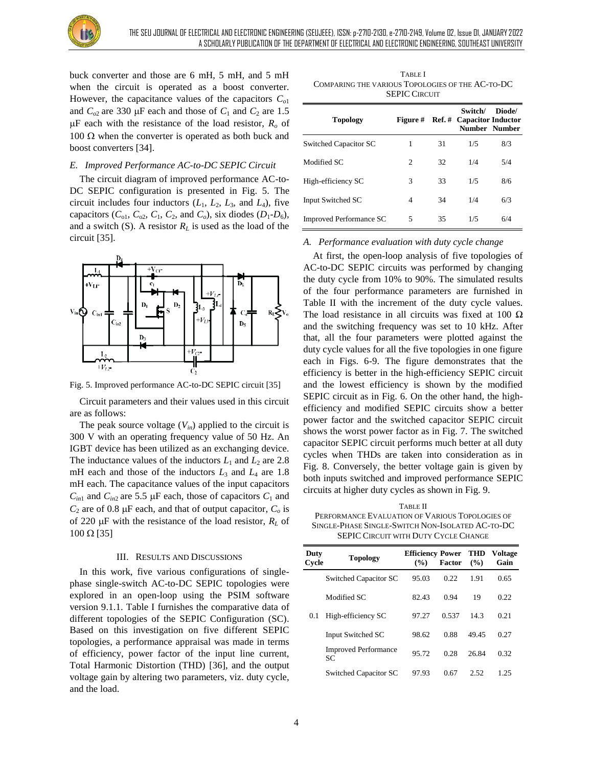buck converter and those are 6 mH, 5 mH, and 5 mH when the circuit is operated as a boost converter. However, the capacitance values of the capacitors $C_{o1}$ and $C_{o2}$ are 330 μF each and those of $C_1$ and $C_2$ are 1.5 μF each with the resistance of the load resistor, $R_o$ of 100 Ω when the converter is operated as both buck and boost converters [34].

### *E. Improved Performance AC-to-DC SEPIC Circuit*

The circuit diagram of improved performance AC-to-DC SEPIC configuration is presented in Fig. 5. The circuit includes four inductors ($L_1$, $L_2$, $L_3$, and $L_4$), five capacitors ($C_{o1}$, $C_{o2}$, $C_1$, $C_2$, and $C_o$), six diodes ($D_1$-$D_6$), and a switch (S). A resistor $R_L$ is used as the load of the circuit [35].

Fig. 5. Improved performance AC-to-DC SEPIC circuit [35]

Circuit parameters and their values used in this circuit are as follows:

The peak source voltage ($V_{in}$) applied to the circuit is 300 V with an operating frequency value of 50 Hz. An IGBT device has been utilized as an exchanging device. The inductance values of the inductors $L_1$ and $L_2$ are 2.8 mH each and those of the inductors $L_3$ and $L_4$ are 1.8 mH each. The capacitance values of the input capacitors $C_{in1}$ and $C_{in2}$ are 5.5 μF each, those of capacitors $C_1$ and $C_2$ are of 0.8 μF each, and that of output capacitor, $C_o$ is of 220 μF with the resistance of the load resistor, $R_L$ of 100 Ω [35]

## III. Results and Discussions

In this work, five various configurations of single-phase single-switch AC-to-DC SEPIC topologies were explored in an open-loop using the PSIM software version 9.1.1. Table I furnishes the comparative data of different topologies of the SEPIC Configuration (SC). Based on this investigation on five different SEPIC topologies, a performance appraisal was made in terms of efficiency, power factor of the input line current, Total Harmonic Distortion (THD) [36], and the output voltage gain by altering two parameters, viz. duty cycle, and the load.

TABLE I
COMPARING THE VARIOUS TOPOLOGIES OF THE AC-TO-DC SEPIC CIRCUIT

| Topology | Figure # | Ref. # | Switch/ Capacitor Number | Diode/ Inductor Number |
|---|---|---|---|---|
| Switched Capacitor SC | 1 | 31 | 1/5 | 8/3 |
| Modified SC | 2 | 32 | 1/4 | 5/4 |
| High-efficiency SC | 3 | 33 | 1/5 | 8/6 |
| Input Switched SC | 4 | 34 | 1/4 | 6/3 |
| Improved Performance SC | 5 | 35 | 1/5 | 6/4 |

### *A. Performance evaluation with duty cycle change*

At first, the open-loop analysis of five topologies of AC-to-DC SEPIC circuits was performed by changing the duty cycle from 10% to 90%. The simulated results of the four performance parameters are furnished in Table II with the increment of the duty cycle values. The load resistance in all circuits was fixed at 100 Ω and the switching frequency was set to 10 kHz. After that, all the four parameters were plotted against the duty cycle values for all the five topologies in one figure each in Figs. 6-9. The figure demonstrates that the efficiency is better in the high-efficiency SEPIC circuit and the lowest efficiency is shown by the modified SEPIC circuit as in Fig. 6. On the other hand, the high-efficiency and modified SEPIC circuits show a better power factor and the switched capacitor SEPIC circuit shows the worst power factor as in Fig. 7. The switched capacitor SEPIC circuit performs much better at all duty cycles when THDs are taken into consideration as in Fig. 8. Conversely, the better voltage gain is given by both inputs switched and improved performance SEPIC circuits at higher duty cycles as shown in Fig. 9.

TABLE II
PERFORMANCE EVALUATION OF VARIOUS TOPOLOGIES OF SINGLE-PHASE SINGLE-SWITCH NON-ISOLATED AC-TO-DC SEPIC CIRCUIT WITH DUTY CYCLE CHANGE

| Duty Cycle | Topology | Efficiency (%) | Power Factor | THD (%) | Voltage Gain |
|---|---|---|---|---|---|
| | Switched Capacitor SC | 95.03 | 0.22 | 1.91 | 0.65 |
| | Modified SC | 82.43 | 0.94 | 19 | 0.22 |
| 0.1 | High-efficiency SC | 97.27 | 0.537 | 14.3 | 0.21 |
| | Input Switched SC | 98.62 | 0.88 | 49.45 | 0.27 |
| | Improved Performance SC | 95.72 | 0.28 | 26.84 | 0.32 |
| | Switched Capacitor SC | 97.93 | 0.67 | 2.52 | 1.25 |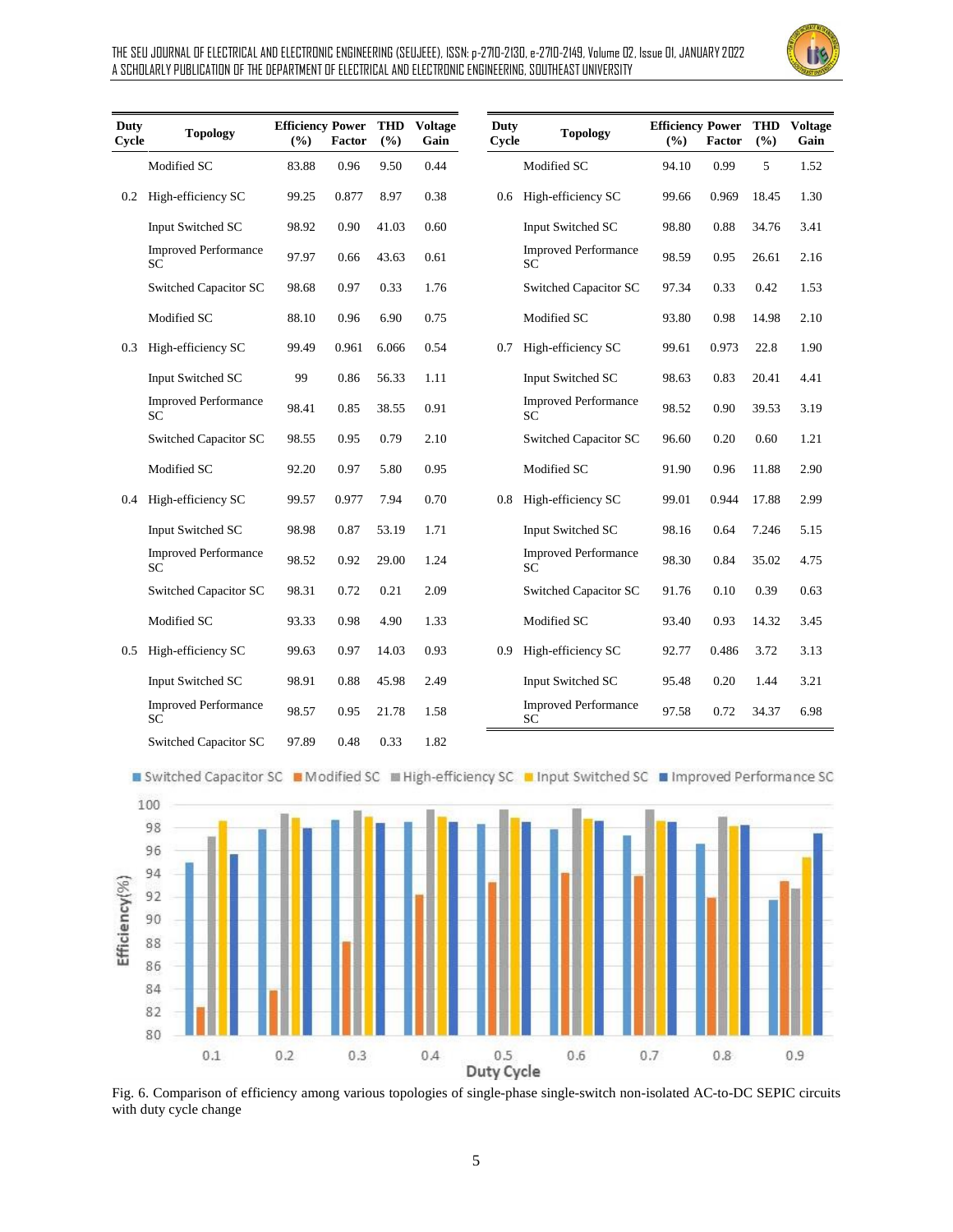| Duty Cycle | Topology | Efficiency (%) | Power Factor | THD (%) | Voltage Gain |
|---|---|---|---|---|---|
| 0.2 | Modified SC | 83.88 | 0.96 | 9.50 | 0.44 |
| | High-efficiency SC | 99.25 | 0.877 | 8.97 | 0.38 |
| | Input Switched SC | 98.92 | 0.90 | 41.03 | 0.60 |
| | Improved Performance SC | 97.97 | 0.66 | 43.63 | 0.61 |
| | Switched Capacitor SC | 98.68 | 0.97 | 0.33 | 1.76 |
| 0.3 | Modified SC | 88.10 | 0.96 | 6.90 | 0.75 |
| | High-efficiency SC | 99.49 | 0.961 | 6.066 | 0.54 |
| | Input Switched SC | 99 | 0.86 | 56.33 | 1.11 |
| | Improved Performance SC | 98.41 | 0.85 | 38.55 | 0.91 |
| | Switched Capacitor SC | 98.55 | 0.95 | 0.79 | 2.10 |
| 0.4 | Modified SC | 92.20 | 0.97 | 5.80 | 0.95 |
| | High-efficiency SC | 99.57 | 0.977 | 7.94 | 0.70 |
| | Input Switched SC | 98.98 | 0.87 | 53.19 | 1.71 |
| | Improved Performance SC | 98.52 | 0.92 | 29.00 | 1.24 |
| | Switched Capacitor SC | 98.31 | 0.72 | 0.21 | 2.09 |
| 0.5 | Modified SC | 93.33 | 0.98 | 4.90 | 1.33 |
| | High-efficiency SC | 99.63 | 0.97 | 14.03 | 0.93 |
| | Input Switched SC | 98.91 | 0.88 | 45.98 | 2.49 |
| | Improved Performance SC | 98.57 | 0.95 | 21.78 | 1.58 |
| | Switched Capacitor SC | 97.89 | 0.48 | 0.33 | 1.82 |

| Duty Cycle | Topology | Efficiency (%) | Power Factor | THD (%) | Voltage Gain |
|---|---|---|---|---|---|
| 0.6 | Modified SC | 94.10 | 0.99 | 5 | 1.52 |
| | High-efficiency SC | 99.66 | 0.969 | 18.45 | 1.30 |
| | Input Switched SC | 98.80 | 0.88 | 34.76 | 3.41 |
| | Improved Performance SC | 98.59 | 0.95 | 26.61 | 2.16 |
| | Switched Capacitor SC | 97.34 | 0.33 | 0.42 | 1.53 |
| 0.7 | Modified SC | 93.80 | 0.98 | 14.98 | 2.10 |
| | High-efficiency SC | 99.61 | 0.973 | 22.8 | 1.90 |
| | Input Switched SC | 98.63 | 0.83 | 20.41 | 4.41 |
| | Improved Performance SC | 98.52 | 0.90 | 39.53 | 3.19 |
| | Switched Capacitor SC | 96.60 | 0.20 | 0.60 | 1.21 |
| 0.8 | Modified SC | 91.90 | 0.96 | 11.88 | 2.90 |
| | High-efficiency SC | 99.01 | 0.944 | 17.88 | 2.99 |
| | Input Switched SC | 98.16 | 0.64 | 7.246 | 5.15 |
| | Improved Performance SC | 98.30 | 0.84 | 35.02 | 4.75 |
| | Switched Capacitor SC | 91.76 | 0.10 | 0.39 | 0.63 |
| 0.9 | Modified SC | 93.40 | 0.93 | 14.32 | 3.45 |
| | High-efficiency SC | 92.77 | 0.486 | 3.72 | 3.13 |
| | Input Switched SC | 95.48 | 0.20 | 1.44 | 3.21 |
| | Improved Performance SC | 97.58 | 0.72 | 34.37 | 6.98 |

Fig. 6. Comparison of efficiency among various topologies of single-phase single-switch non-isolated AC-to-DC SEPIC circuits with duty cycle change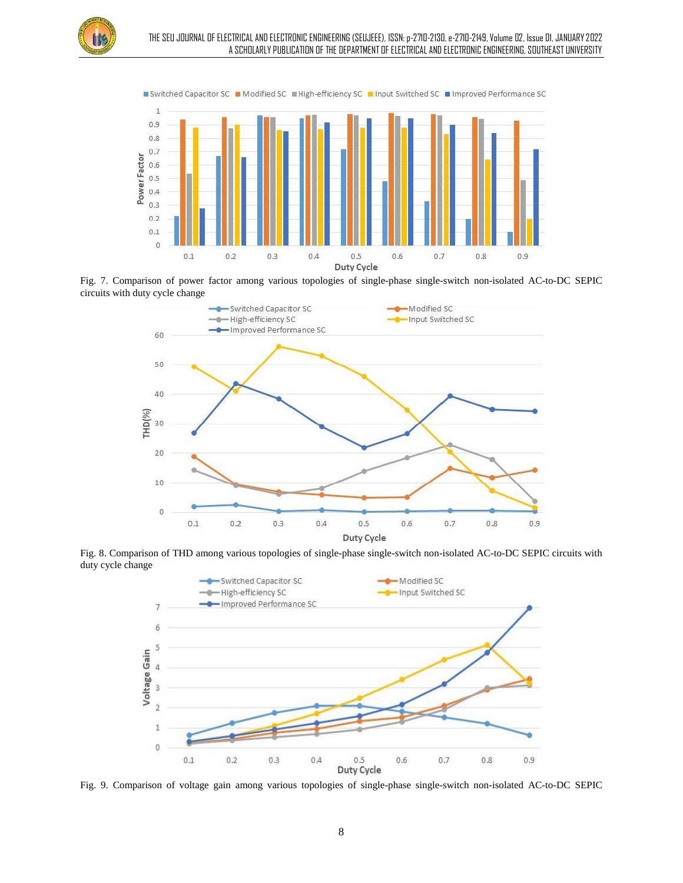Fig. 7. Comparison of power factor among various topologies of single-phase single-switch non-isolated AC-to-DC SEPIC circuits with duty cycle change

Fig. 8. Comparison of THD among various topologies of single-phase single-switch non-isolated AC-to-DC SEPIC circuits with duty cycle change

Fig. 9. Comparison of voltage gain among various topologies of single-phase single-switch non-isolated AC-to-DC SEPIC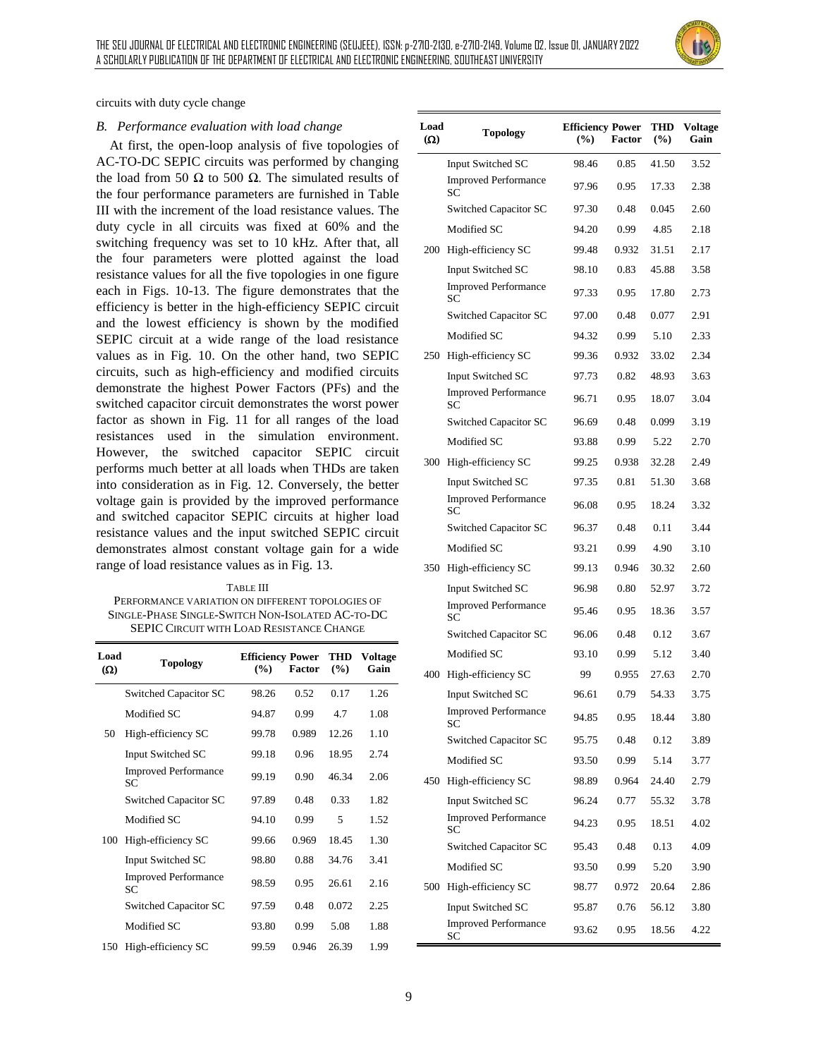circuits with duty cycle change

### *B. Performance evaluation with load change*

At first, the open-loop analysis of five topologies of AC-TO-DC SEPIC circuits was performed by changing the load from 50 Ω to 500 Ω. The simulated results of the four performance parameters are furnished in Table III with the increment of the load resistance values. The duty cycle in all circuits was fixed at 60% and the switching frequency was set to 10 kHz. After that, all the four parameters were plotted against the load resistance values for all the five topologies in one figure each in Figs. 10-13. The figure demonstrates that the efficiency is better in the high-efficiency SEPIC circuit and the lowest efficiency is shown by the modified SEPIC circuit at a wide range of the load resistance values as in Fig. 10. On the other hand, two SEPIC circuits, such as high-efficiency and modified circuits demonstrate the highest Power Factors (PFs) and the switched capacitor circuit demonstrates the worst power factor as shown in Fig. 11 for all ranges of the load resistances used in the simulation environment. However, the switched capacitor SEPIC circuit performs much better at all loads when THDs are taken into consideration as in Fig. 12. Conversely, the better voltage gain is provided by the improved performance and switched capacitor SEPIC circuits at higher load resistance values and the input switched SEPIC circuit demonstrates almost constant voltage gain for a wide range of load resistance values as in Fig. 13.

TABLE III
PERFORMANCE VARIATION ON DIFFERENT TOPOLOGIES OF SINGLE-PHASE SINGLE-SWITCH NON-ISOLATED AC-TO-DC SEPIC CIRCUIT WITH LOAD RESISTANCE CHANGE

| Load (Ω) | Topology | Efficiency (%) | Power Factor | THD (%) | Voltage Gain |
|---|---|---|---|---|---|
| | Switched Capacitor SC | 98.26 | 0.52 | 0.17 | 1.26 |
| | Modified SC | 94.87 | 0.99 | 4.7 | 1.08 |
| 50 | High-efficiency SC | 99.78 | 0.989 | 12.26 | 1.10 |
| | Input Switched SC | 99.18 | 0.96 | 18.95 | 2.74 |
| | Improved Performance SC | 99.19 | 0.90 | 46.34 | 2.06 |
| | Switched Capacitor SC | 97.89 | 0.48 | 0.33 | 1.82 |
| | Modified SC | 94.10 | 0.99 | 5 | 1.52 |
| 100 | High-efficiency SC | 99.66 | 0.969 | 18.45 | 1.30 |
| | Input Switched SC | 98.80 | 0.88 | 34.76 | 3.41 |
| | Improved Performance SC | 98.59 | 0.95 | 26.61 | 2.16 |
| | Switched Capacitor SC | 97.59 | 0.48 | 0.072 | 2.25 |
| | Modified SC | 93.80 | 0.99 | 5.08 | 1.88 |
| 150 | High-efficiency SC | 99.59 | 0.946 | 26.39 | 1.99 |
| | Input Switched SC | 98.46 | 0.85 | 41.50 | 3.52 |
| | Improved Performance SC | 97.96 | 0.95 | 17.33 | 2.38 |
| | Switched Capacitor SC | 97.30 | 0.48 | 0.045 | 2.60 |
| | Modified SC | 94.20 | 0.99 | 4.85 | 2.18 |
| 200 | High-efficiency SC | 99.48 | 0.932 | 31.51 | 2.17 |
| | Input Switched SC | 98.10 | 0.83 | 45.88 | 3.58 |
| | Improved Performance SC | 97.33 | 0.95 | 17.80 | 2.73 |
| | Switched Capacitor SC | 97.00 | 0.48 | 0.077 | 2.91 |
| | Modified SC | 94.32 | 0.99 | 5.10 | 2.33 |
| 250 | High-efficiency SC | 99.36 | 0.932 | 33.02 | 2.34 |
| | Input Switched SC | 97.73 | 0.82 | 48.93 | 3.63 |
| | Improved Performance SC | 96.71 | 0.95 | 18.07 | 3.04 |
| | Switched Capacitor SC | 96.69 | 0.48 | 0.099 | 3.19 |
| | Modified SC | 93.88 | 0.99 | 5.22 | 2.70 |
| 300 | High-efficiency SC | 99.25 | 0.938 | 32.28 | 2.49 |
| | Input Switched SC | 97.35 | 0.81 | 51.30 | 3.68 |
| | Improved Performance SC | 96.08 | 0.95 | 18.24 | 3.32 |
| | Switched Capacitor SC | 96.37 | 0.48 | 0.11 | 3.44 |
| | Modified SC | 93.21 | 0.99 | 4.90 | 3.10 |
| 350 | High-efficiency SC | 99.13 | 0.946 | 30.32 | 2.60 |
| | Input Switched SC | 96.98 | 0.80 | 52.97 | 3.72 |
| | Improved Performance SC | 95.46 | 0.95 | 18.36 | 3.57 |
| | Switched Capacitor SC | 96.06 | 0.48 | 0.12 | 3.67 |
| | Modified SC | 93.10 | 0.99 | 5.12 | 3.40 |
| 400 | High-efficiency SC | 99 | 0.955 | 27.63 | 2.70 |
| | Input Switched SC | 96.61 | 0.79 | 54.33 | 3.75 |
| | Improved Performance SC | 94.85 | 0.95 | 18.44 | 3.80 |
| | Switched Capacitor SC | 95.75 | 0.48 | 0.12 | 3.89 |
| | Modified SC | 93.50 | 0.99 | 5.14 | 3.77 |
| 450 | High-efficiency SC | 98.89 | 0.964 | 24.40 | 2.79 |
| | Input Switched SC | 96.24 | 0.77 | 55.32 | 3.78 |
| | Improved Performance SC | 94.23 | 0.95 | 18.51 | 4.02 |
| | Switched Capacitor SC | 95.43 | 0.48 | 0.13 | 4.09 |
| | Modified SC | 93.50 | 0.99 | 5.20 | 3.90 |
| 500 | High-efficiency SC | 98.77 | 0.972 | 20.64 | 2.86 |
| | Input Switched SC | 95.87 | 0.76 | 56.12 | 3.80 |
| | Improved Performance SC | 93.62 | 0.95 | 18.56 | 4.22 |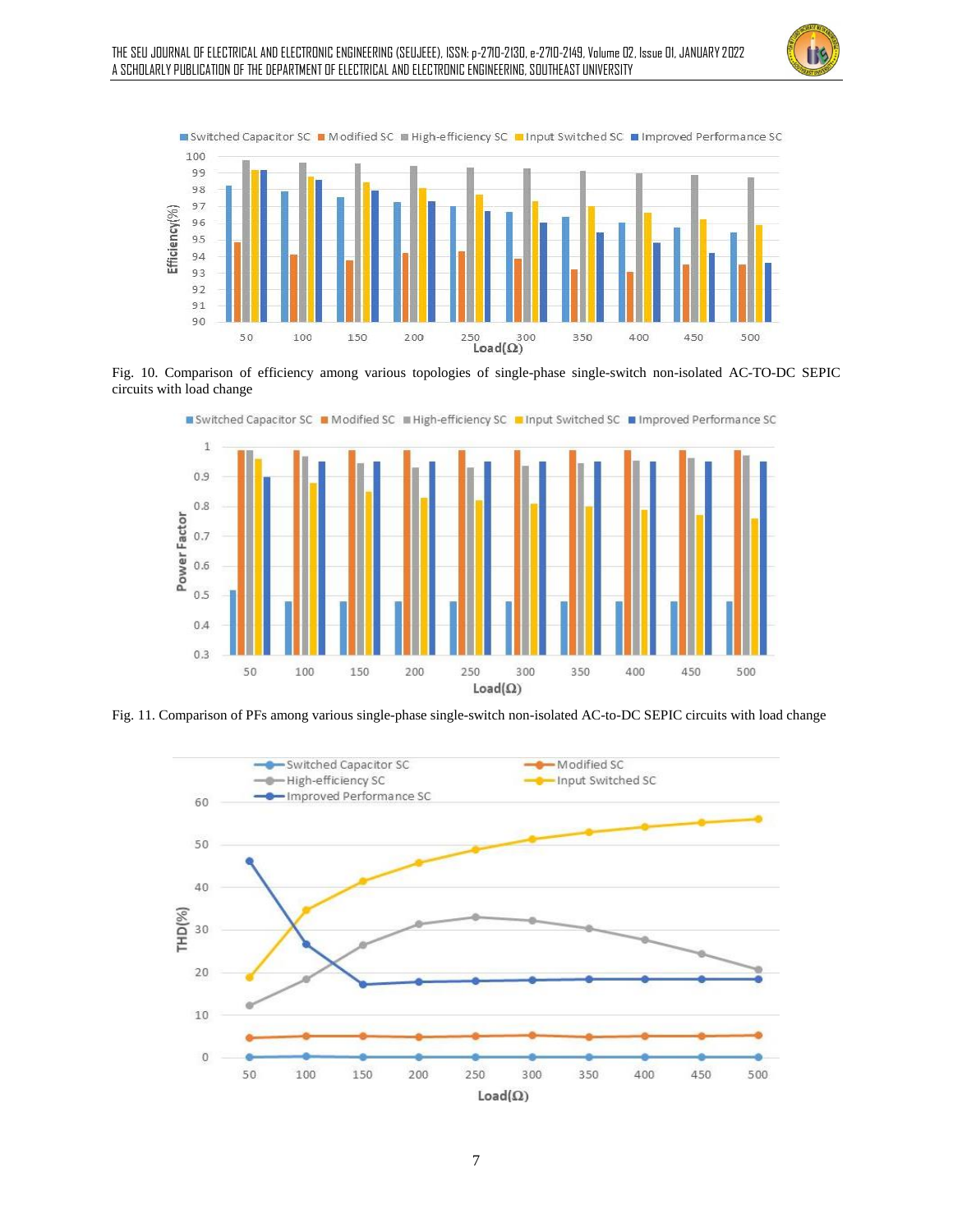Fig. 10. Comparison of efficiency among various topologies of single-phase single-switch non-isolated AC-TO-DC SEPIC circuits with load change

Fig. 11. Comparison of PFs among various single-phase single-switch non-isolated AC-to-DC SEPIC circuits with load change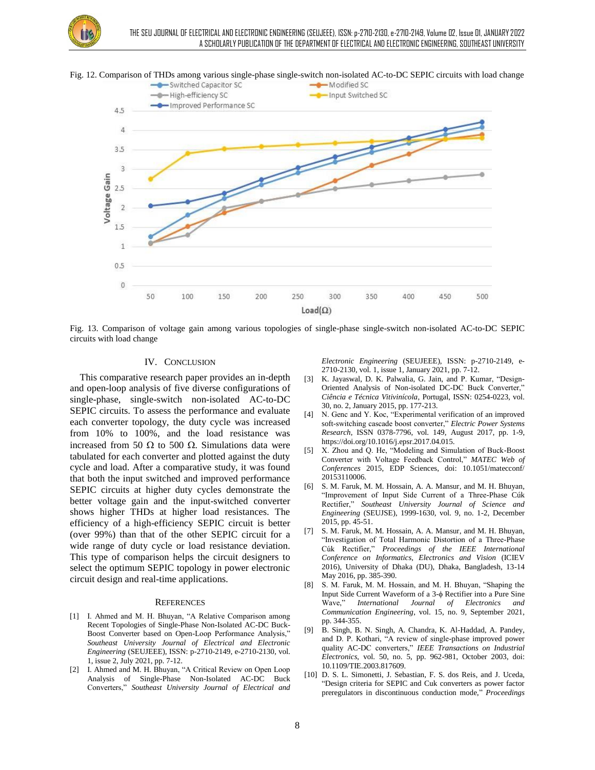Fig. 12. Comparison of THDs among various single-phase single-switch non-isolated AC-to-DC SEPIC circuits with load change

Fig. 13. Comparison of voltage gain among various topologies of single-phase single-switch non-isolated AC-to-DC SEPIC circuits with load change

## IV. Conclusion

This comparative research paper provides an in-depth and open-loop analysis of five diverse configurations of single-phase, single-switch non-isolated AC-to-DC SEPIC circuits. To assess the performance and evaluate each converter topology, the duty cycle was increased from 10% to 100%, and the load resistance was increased from 50 Ω to 500 Ω. Simulations data were tabulated for each converter and plotted against the duty cycle and load. After a comparative study, it was found that both the input switched and improved performance SEPIC circuits at higher duty cycles demonstrate the better voltage gain and the input-switched converter shows higher THDs at higher load resistances. The efficiency of a high-efficiency SEPIC circuit is better (over 99%) than that of the other SEPIC circuit for a wide range of duty cycle or load resistance deviation. This type of comparison helps the circuit designers to select the optimum SEPIC topology in power electronic circuit design and real-time applications.

## References

[1] I. Ahmed and M. H. Bhuyan, "A Relative Comparison among Recent Topologies of Single-Phase Non-Isolated AC-DC Buck-Boost Converter based on Open-Loop Performance Analysis," *Southeast University Journal of Electrical and Electronic Engineering* (SEUJEEE), ISSN: p-2710-2149, e-2710-2130, vol. 1, issue 2, July 2021, pp. 7-12.

[2] I. Ahmed and M. H. Bhuyan, "A Critical Review on Open Loop Analysis of Single-Phase Non-Isolated AC-DC Buck Converters," *Southeast University Journal of Electrical and Electronic Engineering* (SEUJEEE), ISSN: p-2710-2149, e-2710-2130, vol. 1, issue 1, January 2021, pp. 7-12.

[3] K. Jayaswal, D. K. Palwalia, G. Jain, and P. Kumar, "Design-Oriented Analysis of Non-isolated DC-DC Buck Converter," *Ciência e Técnica Vitivinícola*, Portugal, ISSN: 0254-0223, vol. 30, no. 2, January 2015, pp. 177-213.

[4] N. Genc and Y. Koc, "Experimental verification of an improved soft-switching cascade boost converter," *Electric Power Systems Research*, ISSN 0378-7796, vol. 149, August 2017, pp. 1-9, https://doi.org/10.1016/j.epsr.2017.04.015.

[5] X. Zhou and Q. He, "Modeling and Simulation of Buck-Boost Converter with Voltage Feedback Control," *MATEC Web of Conferences* 2015, EDP Sciences, doi: 10.1051/matecconf/20153110006.

[6] S. M. Faruk, M. M. Hossain, A. A. Mansur, and M. H. Bhuyan, "Improvement of Input Side Current of a Three-Phase Cúk Rectifier," *Southeast University Journal of Science and Engineering* (SEUJSE), 1999-1630, vol. 9, no. 1-2, December 2015, pp. 45-51.

[7] S. M. Faruk, M. M. Hossain, A. A. Mansur, and M. H. Bhuyan, "Investigation of Total Harmonic Distortion of a Three-Phase Cúk Rectifier," *Proceedings of the IEEE International Conference on Informatics, Electronics and Vision* (ICIEV 2016), University of Dhaka (DU), Dhaka, Bangladesh, 13-14 May 2016, pp. 385-390.

[8] S. M. Faruk, M. M. Hossain, and M. H. Bhuyan, "Shaping the Input Side Current Waveform of a 3-ϕ Rectifier into a Pure Sine Wave," *International Journal of Electronics and Communication Engineering*, vol. 15, no. 9, September 2021, pp. 344-355.

[9] B. Singh, B. N. Singh, A. Chandra, K. Al-Haddad, A. Pandey, and D. P. Kothari, "A review of single-phase improved power quality AC-DC converters," *IEEE Transactions on Industrial Electronics*, vol. 50, no. 5, pp. 962-981, October 2003, doi: 10.1109/TIE.2003.817609.

[10] D. S. L. Simonetti, J. Sebastian, F. S. dos Reis, and J. Uceda, "Design criteria for SEPIC and Cuk converters as power factor preregulators in discontinuous conduction mode," *Proceedings*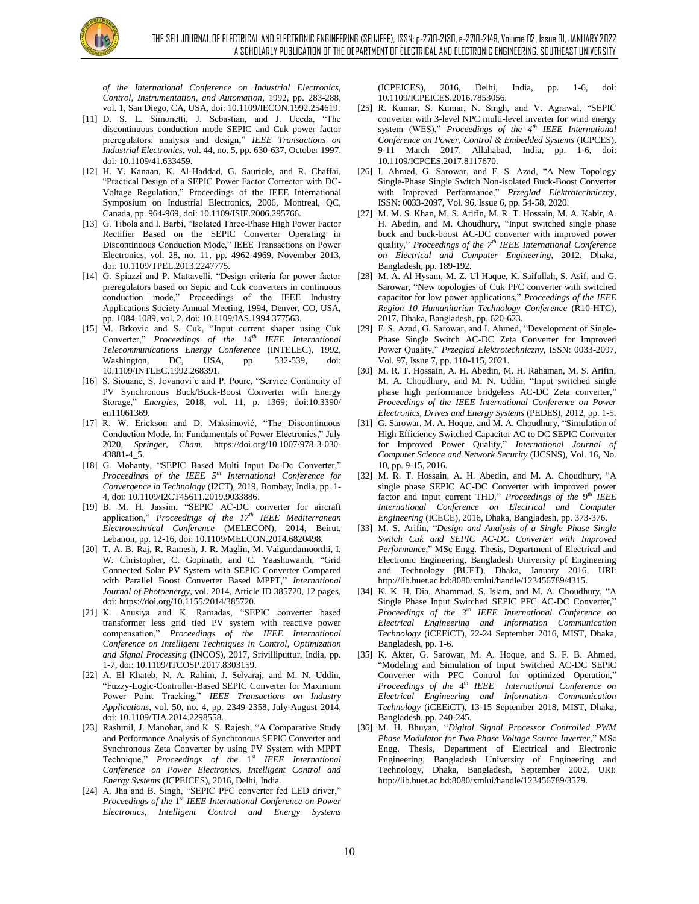*of the International Conference on Industrial Electronics, Control, Instrumentation, and Automation*, 1992, pp. 283-288, vol. 1, San Diego, CA, USA, doi: 10.1109/IECON.1992.254619.

[11] D. S. L. Simonetti, J. Sebastian, and J. Uceda, "The discontinuous conduction mode SEPIC and Cuk power factor preregulators: analysis and design," *IEEE Transactions on Industrial Electronics*, vol. 44, no. 5, pp. 630-637, October 1997, doi: 10.1109/41.633459.

[12] H. Y. Kanaan, K. Al-Haddad, G. Sauriole, and R. Chaffai, "Practical Design of a SEPIC Power Factor Corrector with DC-Voltage Regulation," Proceedings of the IEEE International Symposium on Industrial Electronics, 2006, Montreal, QC, Canada, pp. 964-969, doi: 10.1109/ISIE.2006.295766.

[13] G. Tibola and I. Barbi, "Isolated Three-Phase High Power Factor Rectifier Based on the SEPIC Converter Operating in Discontinuous Conduction Mode," IEEE Transactions on Power Electronics, vol. 28, no. 11, pp. 4962-4969, November 2013, doi: 10.1109/TPEL.2013.2247775.

[14] G. Spiazzi and P. Mattavelli, "Design criteria for power factor preregulators based on Sepic and Cuk converters in continuous conduction mode," Proceedings of the IEEE Industry Applications Society Annual Meeting, 1994, Denver, CO, USA, pp. 1084-1089, vol. 2, doi: 10.1109/IAS.1994.377563.

[15] M. Brkovic and S. Cuk, "Input current shaper using Cuk Converter," *Proceedings of the 14th IEEE International Telecommunications Energy Conference* (INTELEC), 1992, Washington, DC, USA, pp. 532-539, doi: 10.1109/INTLEC.1992.268391.

[16] S. Siouane, S. Jovanovi´c and P. Poure, "Service Continuity of PV Synchronous Buck/Buck-Boost Converter with Energy Storage," *Energies*, 2018, vol. 11, p. 1369; doi:10.3390/en11061369.

[17] R. W. Erickson and D. Maksimović, "The Discontinuous Conduction Mode. In: Fundamentals of Power Electronics," July 2020, *Springer*, *Cham*, https://doi.org/10.1007/978-3-030-43881-4_5.

[18] G. Mohanty, "SEPIC Based Multi Input Dc-Dc Converter," *Proceedings of the IEEE 5th International Conference for Convergence in Technology* (I2CT), 2019, Bombay, India, pp. 1-4, doi: 10.1109/I2CT45611.2019.9033886.

[19] B. M. H. Jassim, "SEPIC AC-DC converter for aircraft application," *Proceedings of the 17th IEEE Mediterranean Electrotechnical Conference* (MELECON), 2014, Beirut, Lebanon, pp. 12-16, doi: 10.1109/MELCON.2014.6820498.

[20] T. A. B. Raj, R. Ramesh, J. R. Maglin, M. Vaigundamoorthi, I. W. Christopher, C. Gopinath, and C. Yaashuwanth, "Grid Connected Solar PV System with SEPIC Converter Compared with Parallel Boost Converter Based MPPT," *International Journal of Photoenergy*, vol. 2014, Article ID 385720, 12 pages, doi: https://doi.org/10.1155/2014/385720.

[21] K. Anusiya and K. Ramadas, "SEPIC converter based transformer less grid tied PV system with reactive power compensation," *Proceedings of the IEEE International Conference on Intelligent Techniques in Control, Optimization and Signal Processing* (INCOS), 2017, Srivilliputtur, India, pp. 1-7, doi: 10.1109/ITCOSP.2017.8303159.

[22] A. El Khateb, N. A. Rahim, J. Selvaraj, and M. N. Uddin, "Fuzzy-Logic-Controller-Based SEPIC Converter for Maximum Power Point Tracking," *IEEE Transactions on Industry Applications*, vol. 50, no. 4, pp. 2349-2358, July-August 2014, doi: 10.1109/TIA.2014.2298558.

[23] Rashmil, J. Manohar, and K. S. Rajesh, "A Comparative Study and Performance Analysis of Synchronous SEPIC Converter and Synchronous Zeta Converter by using PV System with MPPT Technique," *Proceedings of the 1st IEEE International Conference on Power Electronics, Intelligent Control and Energy Systems* (ICPEICES), 2016, Delhi, India.

[24] A. Jha and B. Singh, "SEPIC PFC converter fed LED driver," *Proceedings of the 1st IEEE International Conference on Power Electronics, Intelligent Control and Energy Systems* (ICPEICES), 2016, Delhi, India, pp. 1-6, doi: 10.1109/ICPEICES.2016.7853056.

[25] R. Kumar, S. Kumar, N. Singh, and V. Agrawal, "SEPIC converter with 3-level NPC multi-level inverter for wind energy system (WES)," *Proceedings of the 4th IEEE International Conference on Power, Control & Embedded Systems* (ICPCES), 9-11 March 2017, Allahabad, India, pp. 1-6, doi: 10.1109/ICPCES.2017.8117670.

[26] I. Ahmed, G. Sarowar, and F. S. Azad, "A New Topology Single-Phase Single Switch Non-isolated Buck-Boost Converter with Improved Performance," *Przeglad Elektrotechniczny*, ISSN: 0033-2097, Vol. 96, Issue 6, pp. 54-58, 2020.

[27] M. M. S. Khan, M. S. Arifin, M. R. T. Hossain, M. A. Kabir, A. H. Abedin, and M. Choudhury, "Input switched single phase buck and buck-boost AC-DC converter with improved power quality," *Proceedings of the 7th IEEE International Conference on Electrical and Computer Engineering*, 2012, Dhaka, Bangladesh, pp. 189-192.

[28] M. A. Al Hysam, M. Z. Ul Haque, K. Saifullah, S. Asif, and G. Sarowar, "New topologies of Cuk PFC converter with switched capacitor for low power applications," *Proceedings of the IEEE Region 10 Humanitarian Technology Conference* (R10-HTC), 2017, Dhaka, Bangladesh, pp. 620-623.

[29] F. S. Azad, G. Sarowar, and I. Ahmed, "Development of Single-Phase Single Switch AC-DC Zeta Converter for Improved Power Quality," *Przeglad Elektrotechniczny*, ISSN: 0033-2097, Vol. 97, Issue 7, pp. 110-115, 2021.

[30] M. R. T. Hossain, A. H. Abedin, M. H. Rahaman, M. S. Arifin, M. A. Choudhury, and M. N. Uddin, "Input switched single phase high performance bridgeless AC-DC Zeta converter," *Proceedings of the IEEE International Conference on Power Electronics, Drives and Energy Systems* (PEDES), 2012, pp. 1-5.

[31] G. Sarowar, M. A. Hoque, and M. A. Choudhury, "Simulation of High Efficiency Switched Capacitor AC to DC SEPIC Converter for Improved Power Quality," *International Journal of Computer Science and Network Security* (IJCSNS), Vol. 16, No. 10, pp. 9-15, 2016.

[32] M. R. T. Hossain, A. H. Abedin, and M. A. Choudhury, "A single phase SEPIC AC-DC Converter with improved power factor and input current THD," *Proceedings of the 9th IEEE International Conference on Electrical and Computer Engineering* (ICECE), 2016, Dhaka, Bangladesh, pp. 373-376.

[33] M. S. Arifin, "*Design and Analysis of a Single Phase Single Switch Cuk and SEPIC AC-DC Converter with Improved Performance*," MSc Engg. Thesis, Department of Electrical and Electronic Engineering, Bangladesh University pf Engineering and Technology (BUET), Dhaka, January 2016, URI: http://lib.buet.ac.bd:8080/xmlui/handle/123456789/4315.

[34] K. K. H. Dia, Ahammad, S. Islam, and M. A. Choudhury, "A Single Phase Input Switched SEPIC PFC AC-DC Converter," *Proceedings of the 3rd IEEE International Conference on Electrical Engineering and Information Communication Technology* (iCEEiCT), 22-24 September 2016, MIST, Dhaka, Bangladesh, pp. 1-6.

[35] K. Akter, G. Sarowar, M. A. Hoque, and S. F. B. Ahmed, "Modeling and Simulation of Input Switched AC-DC SEPIC Converter with PFC Control for optimized Operation," *Proceedings of the 4th IEEE International Conference on Electrical Engineering and Information Communication Technology* (iCEEiCT), 13-15 September 2018, MIST, Dhaka, Bangladesh, pp. 240-245.

[36] M. H. Bhuyan, "*Digital Signal Processor Controlled PWM Phase Modulator for Two Phase Voltage Source Inverter*," MSc Engg. Thesis, Department of Electrical and Electronic Engineering, Bangladesh University of Engineering and Technology, Dhaka, Bangladesh, September 2002, URI: http://lib.buet.ac.bd:8080/xmlui/handle/123456789/3579.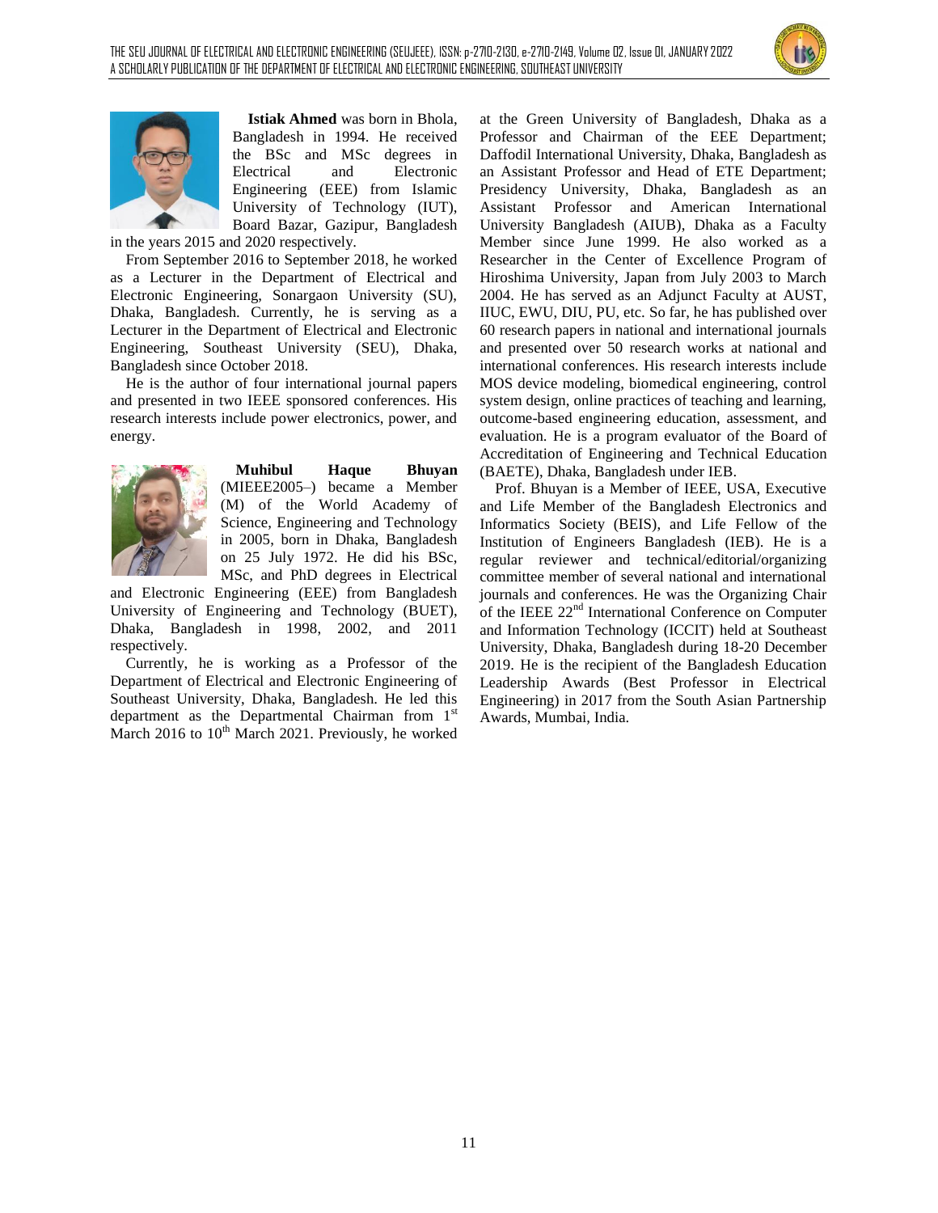**Istiak Ahmed** was born in Bhola, Bangladesh in 1994. He received the BSc and MSc degrees in Electrical and Electronic Engineering (EEE) from Islamic University of Technology (IUT), Board Bazar, Gazipur, Bangladesh in the years 2015 and 2020 respectively.

From September 2016 to September 2018, he worked as a Lecturer in the Department of Electrical and Electronic Engineering, Sonargaon University (SU), Dhaka, Bangladesh. Currently, he is serving as a Lecturer in the Department of Electrical and Electronic Engineering, Southeast University (SEU), Dhaka, Bangladesh since October 2018.

He is the author of four international journal papers and presented in two IEEE sponsored conferences. His research interests include power electronics, power, and energy.

**Muhibul Haque Bhuyan** (MIEEE2005–) became a Member (M) of the World Academy of Science, Engineering and Technology in 2005, born in Dhaka, Bangladesh on 25 July 1972. He did his BSc, MSc, and PhD degrees in Electrical and Electronic Engineering (EEE) from Bangladesh University of Engineering and Technology (BUET), Dhaka, Bangladesh in 1998, 2002, and 2011 respectively.

Currently, he is working as a Professor of the Department of Electrical and Electronic Engineering of Southeast University, Dhaka, Bangladesh. He led this department as the Departmental Chairman from 1st March 2016 to 10th March 2021. Previously, he worked at the Green University of Bangladesh, Dhaka as a Professor and Chairman of the EEE Department; Daffodil International University, Dhaka, Bangladesh as an Assistant Professor and Head of ETE Department; Presidency University, Dhaka, Bangladesh as an Assistant Professor and American International University Bangladesh (AIUB), Dhaka as a Faculty Member since June 1999. He also worked as a Researcher in the Center of Excellence Program of Hiroshima University, Japan from July 2003 to March 2004. He has served as an Adjunct Faculty at AUST, IIUC, EWU, DIU, PU, etc. So far, he has published over 60 research papers in national and international journals and presented over 50 research works at national and international conferences. His research interests include MOS device modeling, biomedical engineering, control system design, online practices of teaching and learning, outcome-based engineering education, assessment, and evaluation. He is a program evaluator of the Board of Accreditation of Engineering and Technical Education (BAETE), Dhaka, Bangladesh under IEB.

Prof. Bhuyan is a Member of IEEE, USA, Executive and Life Member of the Bangladesh Electronics and Informatics Society (BEIS), and Life Fellow of the Institution of Engineers Bangladesh (IEB). He is a regular reviewer and technical/editorial/organizing committee member of several national and international journals and conferences. He was the Organizing Chair of the IEEE 22nd International Conference on Computer and Information Technology (ICCIT) held at Southeast University, Dhaka, Bangladesh during 18-20 December 2019. He is the recipient of the Bangladesh Education Leadership Awards (Best Professor in Electrical Engineering) in 2017 from the South Asian Partnership Awards, Mumbai, India.